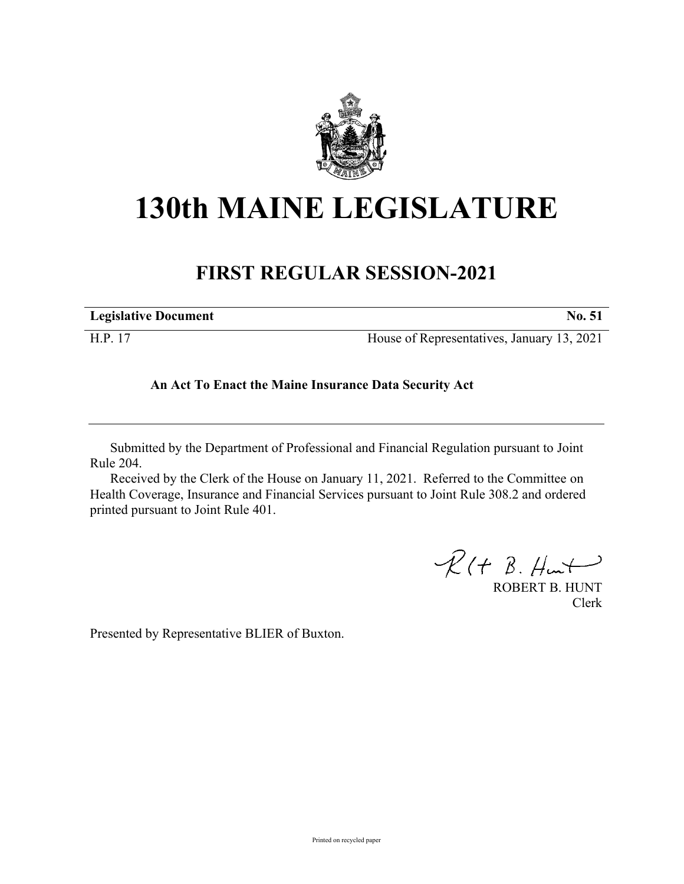# 130th MAINE LEGISLATURE

## FIRST REGULAR SESSION-2021

| **Legislative Document** | **No. 51** |
|---|---|
| H.P. 17 | House of Representatives, January 13, 2021 |

**An Act To Enact the Maine Insurance Data Security Act**

Submitted by the Department of Professional and Financial Regulation pursuant to Joint Rule 204.

Received by the Clerk of the House on January 11, 2021. Referred to the Committee on Health Coverage, Insurance and Financial Services pursuant to Joint Rule 308.2 and ordered printed pursuant to Joint Rule 401.

ROBERT B. HUNT
Clerk

Presented by Representative BLIER of Buxton.

Printed on recycled paper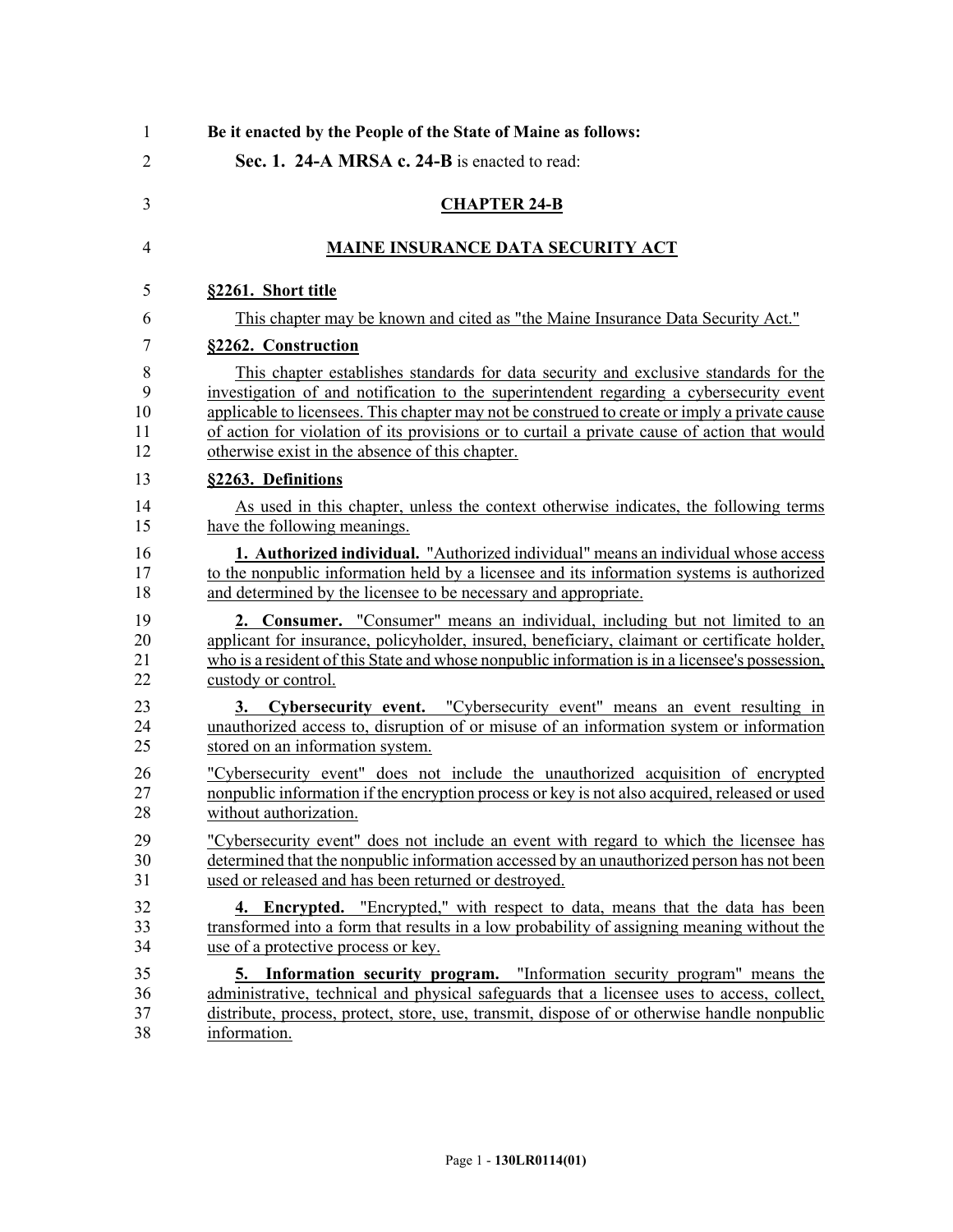**Be it enacted by the People of the State of Maine as follows:**

**Sec. 1. 24-A MRSA c. 24-B** is enacted to read:

## CHAPTER 24-B

## MAINE INSURANCE DATA SECURITY ACT

### §2261. Short title

This chapter may be known and cited as "the Maine Insurance Data Security Act."

### §2262. Construction

This chapter establishes standards for data security and exclusive standards for the investigation of and notification to the superintendent regarding a cybersecurity event applicable to licensees. This chapter may not be construed to create or imply a private cause of action for violation of its provisions or to curtail a private cause of action that would otherwise exist in the absence of this chapter.

### §2263. Definitions

As used in this chapter, unless the context otherwise indicates, the following terms have the following meanings.

**1. Authorized individual.** "Authorized individual" means an individual whose access to the nonpublic information held by a licensee and its information systems is authorized and determined by the licensee to be necessary and appropriate.

**2. Consumer.** "Consumer" means an individual, including but not limited to an applicant for insurance, policyholder, insured, beneficiary, claimant or certificate holder, who is a resident of this State and whose nonpublic information is in a licensee's possession, custody or control.

**3. Cybersecurity event.** "Cybersecurity event" means an event resulting in unauthorized access to, disruption of or misuse of an information system or information stored on an information system.

"Cybersecurity event" does not include the unauthorized acquisition of encrypted nonpublic information if the encryption process or key is not also acquired, released or used without authorization.

"Cybersecurity event" does not include an event with regard to which the licensee has determined that the nonpublic information accessed by an unauthorized person has not been used or released and has been returned or destroyed.

**4. Encrypted.** "Encrypted," with respect to data, means that the data has been transformed into a form that results in a low probability of assigning meaning without the use of a protective process or key.

**5. Information security program.** "Information security program" means the administrative, technical and physical safeguards that a licensee uses to access, collect, distribute, process, protect, store, use, transmit, dispose of or otherwise handle nonpublic information.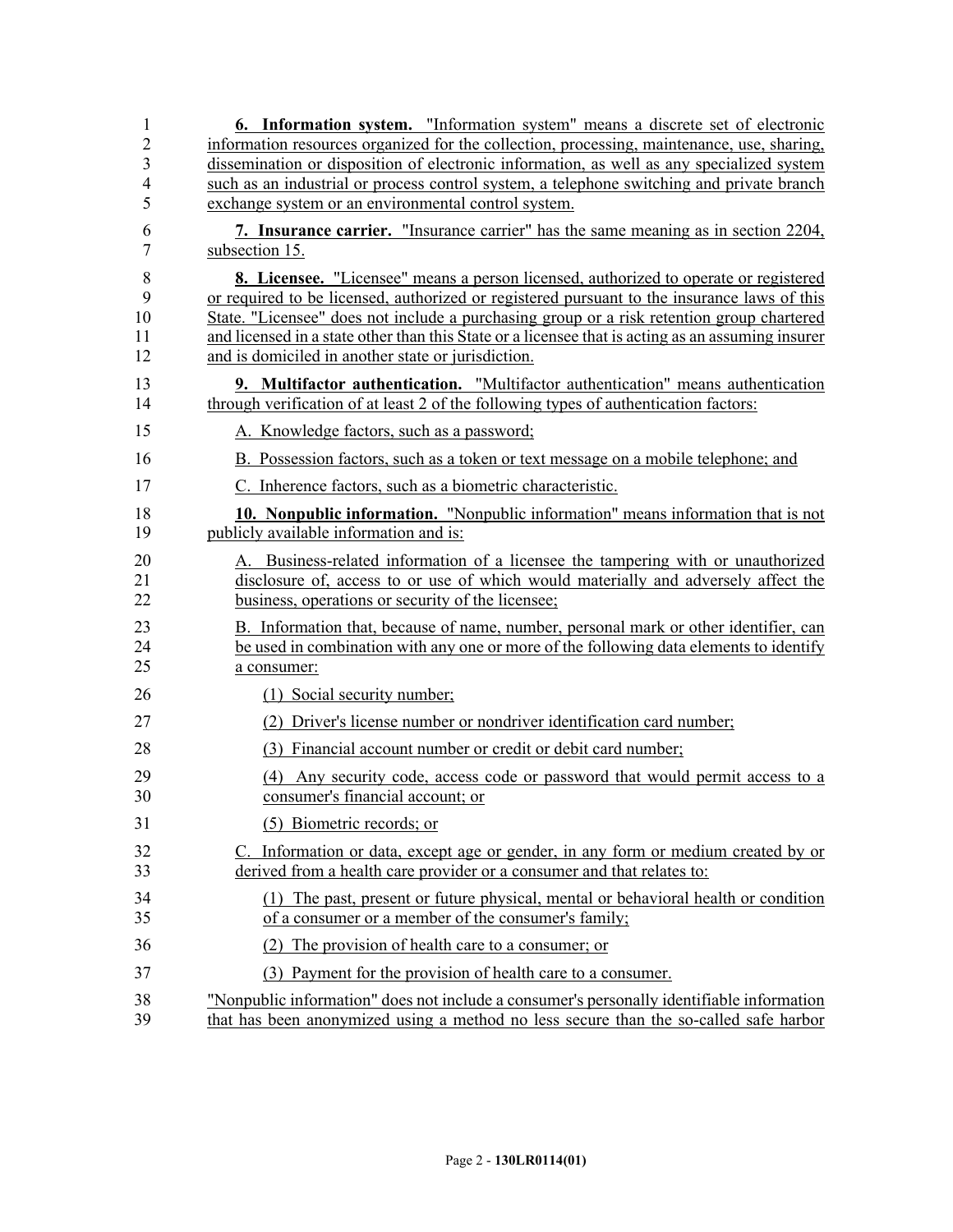**6. Information system.** "Information system" means a discrete set of electronic information resources organized for the collection, processing, maintenance, use, sharing, dissemination or disposition of electronic information, as well as any specialized system such as an industrial or process control system, a telephone switching and private branch exchange system or an environmental control system.

**7. Insurance carrier.** "Insurance carrier" has the same meaning as in section 2204, subsection 15.

**8. Licensee.** "Licensee" means a person licensed, authorized to operate or registered or required to be licensed, authorized or registered pursuant to the insurance laws of this State. "Licensee" does not include a purchasing group or a risk retention group chartered and licensed in a state other than this State or a licensee that is acting as an assuming insurer and is domiciled in another state or jurisdiction.

**9. Multifactor authentication.** "Multifactor authentication" means authentication through verification of at least 2 of the following types of authentication factors:

A. Knowledge factors, such as a password;

B. Possession factors, such as a token or text message on a mobile telephone; and

C. Inherence factors, such as a biometric characteristic.

**10. Nonpublic information.** "Nonpublic information" means information that is not publicly available information and is:

A. Business-related information of a licensee the tampering with or unauthorized disclosure of, access to or use of which would materially and adversely affect the business, operations or security of the licensee;

B. Information that, because of name, number, personal mark or other identifier, can be used in combination with any one or more of the following data elements to identify a consumer:

(1) Social security number;

(2) Driver's license number or nondriver identification card number;

(3) Financial account number or credit or debit card number;

(4) Any security code, access code or password that would permit access to a consumer's financial account; or

(5) Biometric records; or

C. Information or data, except age or gender, in any form or medium created by or derived from a health care provider or a consumer and that relates to:

(1) The past, present or future physical, mental or behavioral health or condition of a consumer or a member of the consumer's family;

(2) The provision of health care to a consumer; or

(3) Payment for the provision of health care to a consumer.

"Nonpublic information" does not include a consumer's personally identifiable information that has been anonymized using a method no less secure than the so-called safe harbor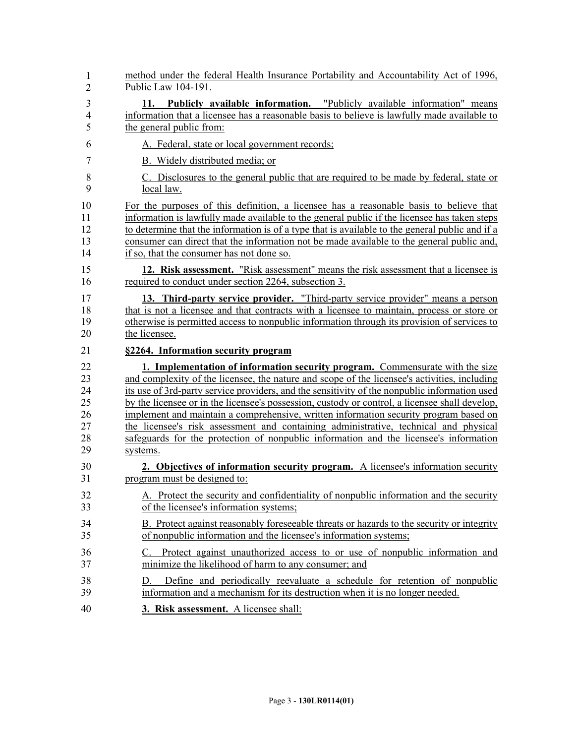method under the federal Health Insurance Portability and Accountability Act of 1996, Public Law 104-191.

**11. Publicly available information.** "Publicly available information" means information that a licensee has a reasonable basis to believe is lawfully made available to the general public from:

A. Federal, state or local government records;

B. Widely distributed media; or

C. Disclosures to the general public that are required to be made by federal, state or local law.

For the purposes of this definition, a licensee has a reasonable basis to believe that information is lawfully made available to the general public if the licensee has taken steps to determine that the information is of a type that is available to the general public and if a consumer can direct that the information not be made available to the general public and, if so, that the consumer has not done so.

**12. Risk assessment.** "Risk assessment" means the risk assessment that a licensee is required to conduct under section 2264, subsection 3.

**13. Third-party service provider.** "Third-party service provider" means a person that is not a licensee and that contracts with a licensee to maintain, process or store or otherwise is permitted access to nonpublic information through its provision of services to the licensee.

**§2264. Information security program**

**1. Implementation of information security program.** Commensurate with the size and complexity of the licensee, the nature and scope of the licensee's activities, including its use of 3rd-party service providers, and the sensitivity of the nonpublic information used by the licensee or in the licensee's possession, custody or control, a licensee shall develop, implement and maintain a comprehensive, written information security program based on the licensee's risk assessment and containing administrative, technical and physical safeguards for the protection of nonpublic information and the licensee's information systems.

**2. Objectives of information security program.** A licensee's information security program must be designed to:

A. Protect the security and confidentiality of nonpublic information and the security of the licensee's information systems;

B. Protect against reasonably foreseeable threats or hazards to the security or integrity of nonpublic information and the licensee's information systems;

C. Protect against unauthorized access to or use of nonpublic information and minimize the likelihood of harm to any consumer; and

D. Define and periodically reevaluate a schedule for retention of nonpublic information and a mechanism for its destruction when it is no longer needed.

**3. Risk assessment.** A licensee shall: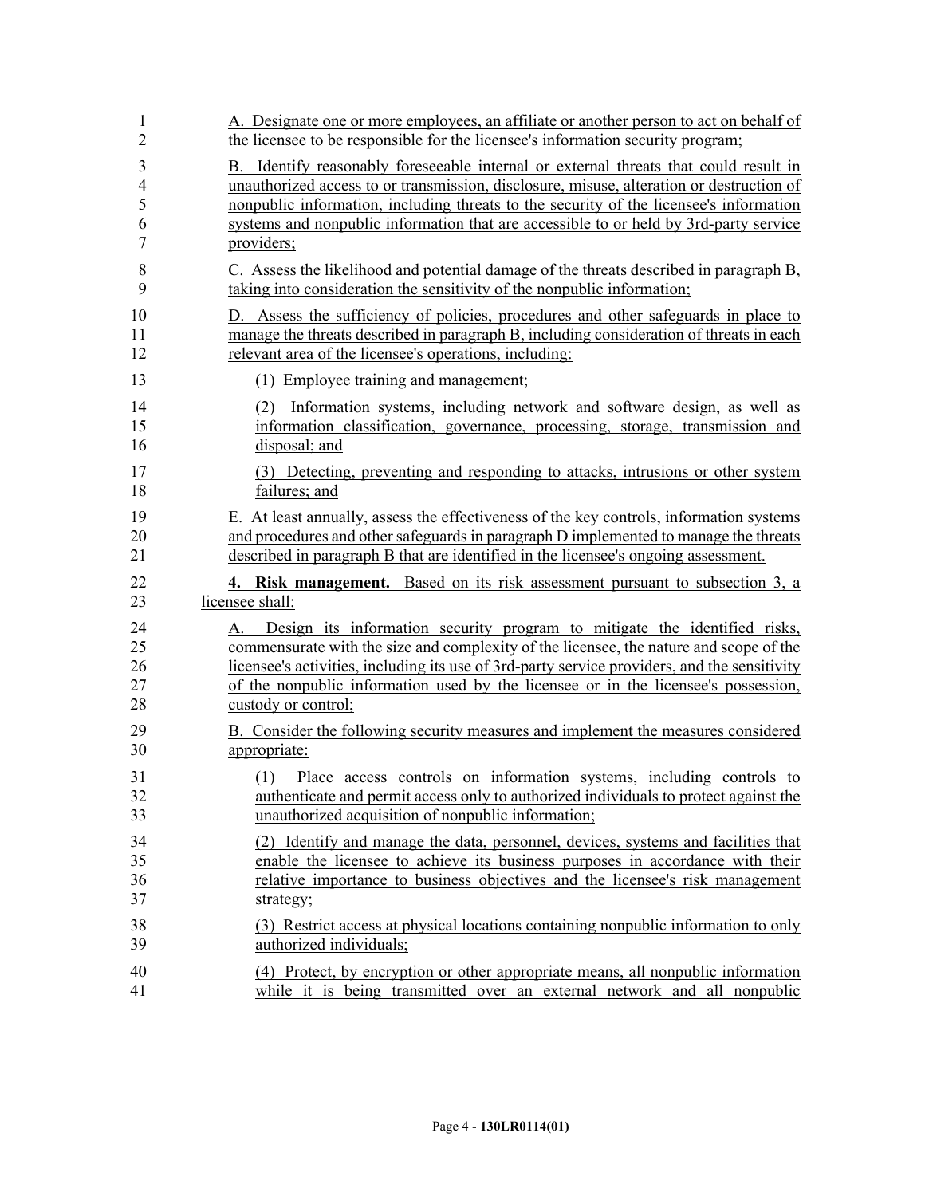A. Designate one or more employees, an affiliate or another person to act on behalf of the licensee to be responsible for the licensee's information security program;

B. Identify reasonably foreseeable internal or external threats that could result in unauthorized access to or transmission, disclosure, misuse, alteration or destruction of nonpublic information, including threats to the security of the licensee's information systems and nonpublic information that are accessible to or held by 3rd-party service providers;

C. Assess the likelihood and potential damage of the threats described in paragraph B, taking into consideration the sensitivity of the nonpublic information;

D. Assess the sufficiency of policies, procedures and other safeguards in place to manage the threats described in paragraph B, including consideration of threats in each relevant area of the licensee's operations, including:

(1) Employee training and management;

(2) Information systems, including network and software design, as well as information classification, governance, processing, storage, transmission and disposal; and

(3) Detecting, preventing and responding to attacks, intrusions or other system failures; and

E. At least annually, assess the effectiveness of the key controls, information systems and procedures and other safeguards in paragraph D implemented to manage the threats described in paragraph B that are identified in the licensee's ongoing assessment.

**4. Risk management.** Based on its risk assessment pursuant to subsection 3, a licensee shall:

A. Design its information security program to mitigate the identified risks, commensurate with the size and complexity of the licensee, the nature and scope of the licensee's activities, including its use of 3rd-party service providers, and the sensitivity of the nonpublic information used by the licensee or in the licensee's possession, custody or control;

B. Consider the following security measures and implement the measures considered appropriate:

(1) Place access controls on information systems, including controls to authenticate and permit access only to authorized individuals to protect against the unauthorized acquisition of nonpublic information;

(2) Identify and manage the data, personnel, devices, systems and facilities that enable the licensee to achieve its business purposes in accordance with their relative importance to business objectives and the licensee's risk management strategy;

(3) Restrict access at physical locations containing nonpublic information to only authorized individuals;

(4) Protect, by encryption or other appropriate means, all nonpublic information while it is being transmitted over an external network and all nonpublic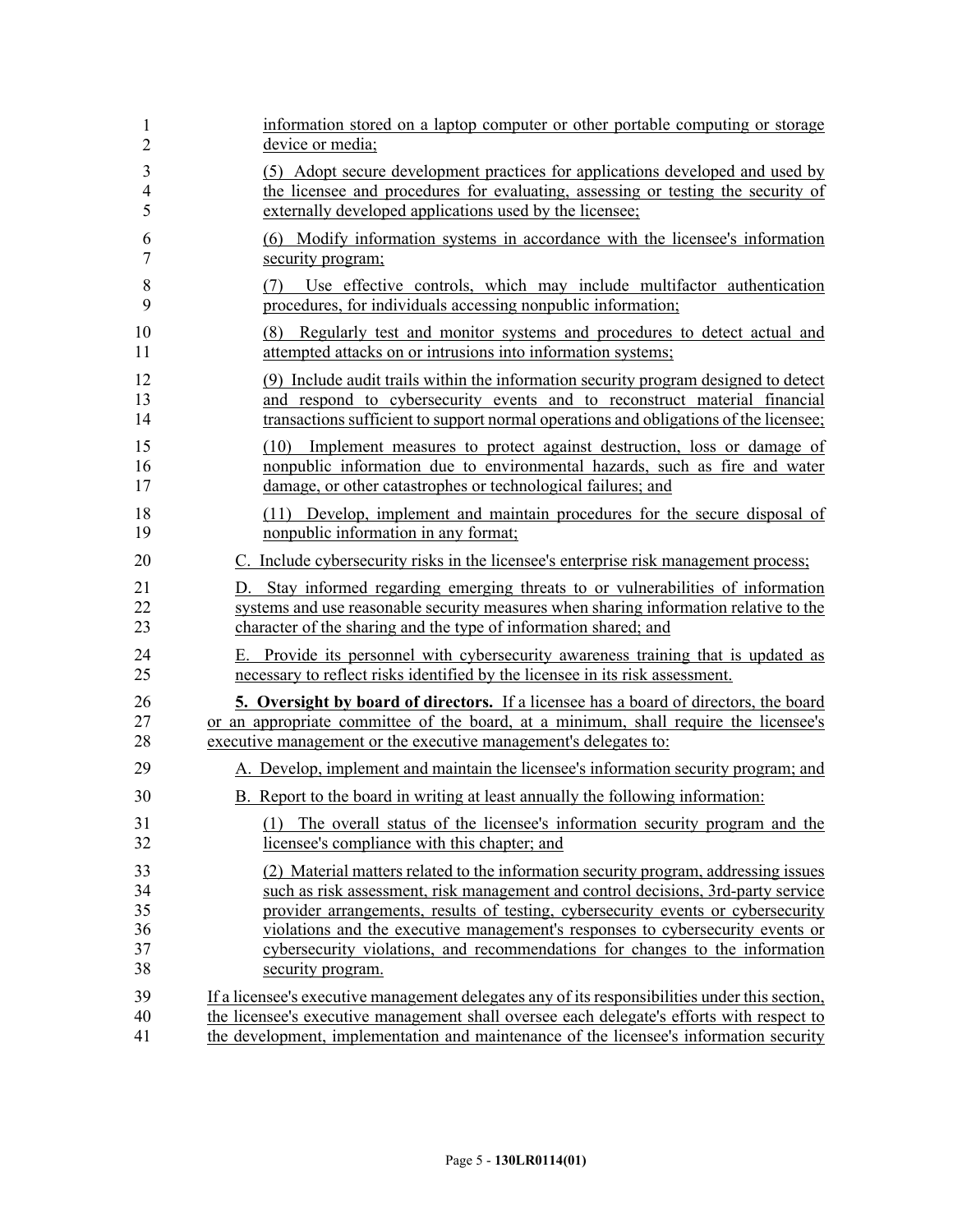information stored on a laptop computer or other portable computing or storage device or media;

(5) Adopt secure development practices for applications developed and used by the licensee and procedures for evaluating, assessing or testing the security of externally developed applications used by the licensee;

(6) Modify information systems in accordance with the licensee's information security program;

(7) Use effective controls, which may include multifactor authentication procedures, for individuals accessing nonpublic information;

(8) Regularly test and monitor systems and procedures to detect actual and attempted attacks on or intrusions into information systems;

(9) Include audit trails within the information security program designed to detect and respond to cybersecurity events and to reconstruct material financial transactions sufficient to support normal operations and obligations of the licensee;

(10) Implement measures to protect against destruction, loss or damage of nonpublic information due to environmental hazards, such as fire and water damage, or other catastrophes or technological failures; and

(11) Develop, implement and maintain procedures for the secure disposal of nonpublic information in any format;

C. Include cybersecurity risks in the licensee's enterprise risk management process;

D. Stay informed regarding emerging threats to or vulnerabilities of information systems and use reasonable security measures when sharing information relative to the character of the sharing and the type of information shared; and

E. Provide its personnel with cybersecurity awareness training that is updated as necessary to reflect risks identified by the licensee in its risk assessment.

**5. Oversight by board of directors.** If a licensee has a board of directors, the board or an appropriate committee of the board, at a minimum, shall require the licensee's executive management or the executive management's delegates to:

A. Develop, implement and maintain the licensee's information security program; and

B. Report to the board in writing at least annually the following information:

(1) The overall status of the licensee's information security program and the licensee's compliance with this chapter; and

(2) Material matters related to the information security program, addressing issues such as risk assessment, risk management and control decisions, 3rd-party service provider arrangements, results of testing, cybersecurity events or cybersecurity violations and the executive management's responses to cybersecurity events or cybersecurity violations, and recommendations for changes to the information security program.

If a licensee's executive management delegates any of its responsibilities under this section, the licensee's executive management shall oversee each delegate's efforts with respect to the development, implementation and maintenance of the licensee's information security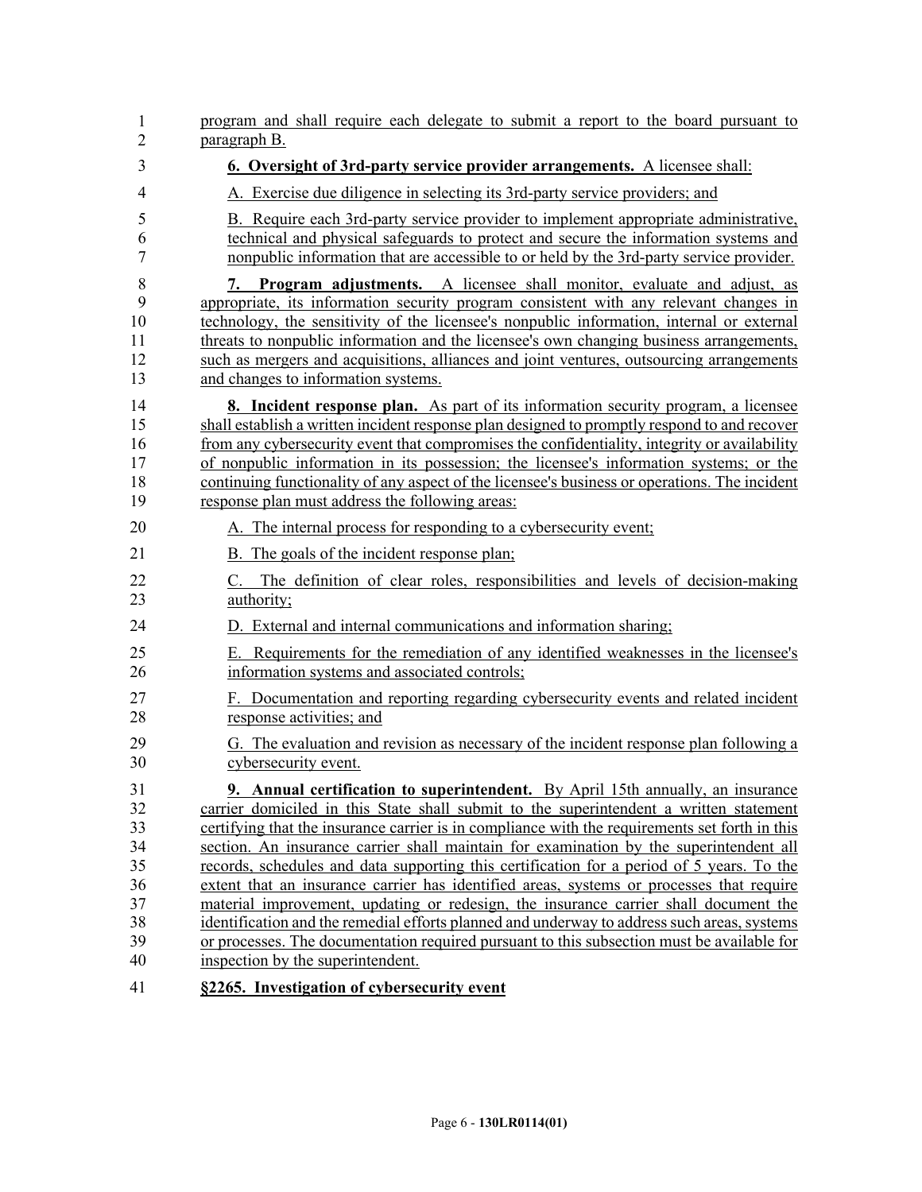program and shall require each delegate to submit a report to the board pursuant to paragraph B.

**6. Oversight of 3rd-party service provider arrangements.** A licensee shall:

A. Exercise due diligence in selecting its 3rd-party service providers; and

B. Require each 3rd-party service provider to implement appropriate administrative, technical and physical safeguards to protect and secure the information systems and nonpublic information that are accessible to or held by the 3rd-party service provider.

**7. Program adjustments.** A licensee shall monitor, evaluate and adjust, as appropriate, its information security program consistent with any relevant changes in technology, the sensitivity of the licensee's nonpublic information, internal or external threats to nonpublic information and the licensee's own changing business arrangements, such as mergers and acquisitions, alliances and joint ventures, outsourcing arrangements and changes to information systems.

**8. Incident response plan.** As part of its information security program, a licensee shall establish a written incident response plan designed to promptly respond to and recover from any cybersecurity event that compromises the confidentiality, integrity or availability of nonpublic information in its possession; the licensee's information systems; or the continuing functionality of any aspect of the licensee's business or operations. The incident response plan must address the following areas:

A. The internal process for responding to a cybersecurity event;

B. The goals of the incident response plan;

C. The definition of clear roles, responsibilities and levels of decision-making authority;

D. External and internal communications and information sharing;

E. Requirements for the remediation of any identified weaknesses in the licensee's information systems and associated controls;

F. Documentation and reporting regarding cybersecurity events and related incident response activities; and

G. The evaluation and revision as necessary of the incident response plan following a cybersecurity event.

**9. Annual certification to superintendent.** By April 15th annually, an insurance carrier domiciled in this State shall submit to the superintendent a written statement certifying that the insurance carrier is in compliance with the requirements set forth in this section. An insurance carrier shall maintain for examination by the superintendent all records, schedules and data supporting this certification for a period of 5 years. To the extent that an insurance carrier has identified areas, systems or processes that require material improvement, updating or redesign, the insurance carrier shall document the identification and the remedial efforts planned and underway to address such areas, systems or processes. The documentation required pursuant to this subsection must be available for inspection by the superintendent.

**§2265. Investigation of cybersecurity event**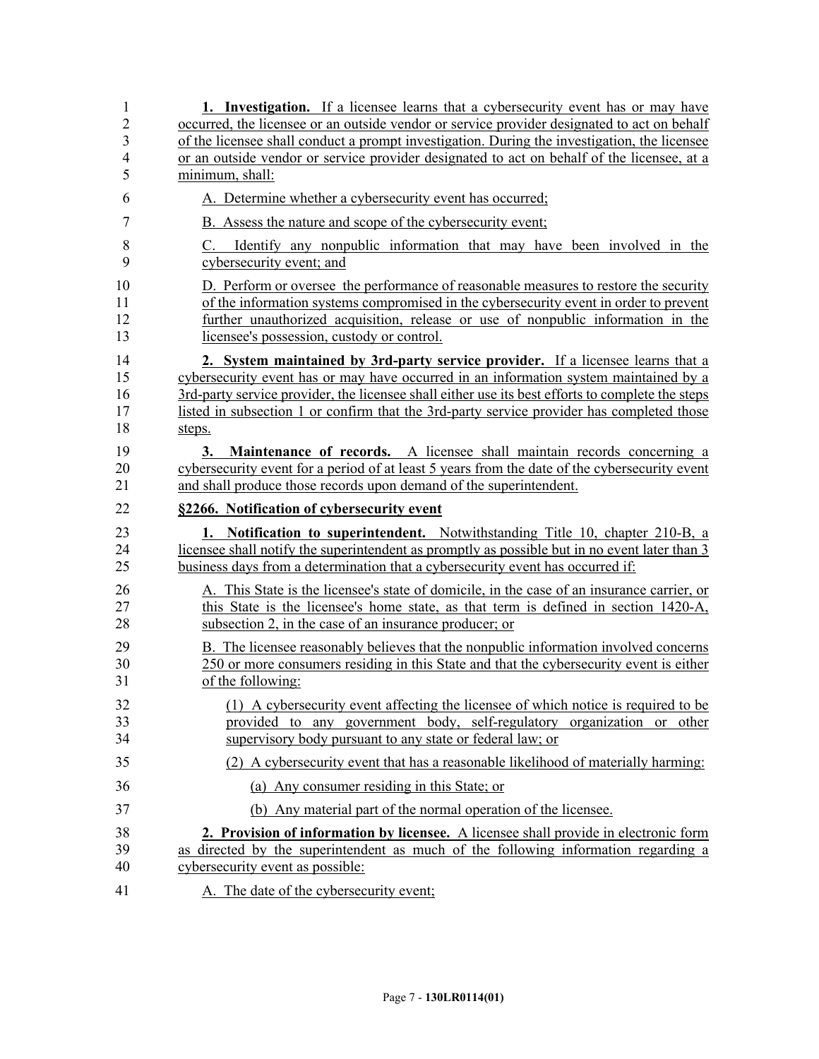**1. Investigation.** If a licensee learns that a cybersecurity event has or may have occurred, the licensee or an outside vendor or service provider designated to act on behalf of the licensee shall conduct a prompt investigation. During the investigation, the licensee or an outside vendor or service provider designated to act on behalf of the licensee, at a minimum, shall:

A. Determine whether a cybersecurity event has occurred;

B. Assess the nature and scope of the cybersecurity event;

C. Identify any nonpublic information that may have been involved in the cybersecurity event; and

D. Perform or oversee the performance of reasonable measures to restore the security of the information systems compromised in the cybersecurity event in order to prevent further unauthorized acquisition, release or use of nonpublic information in the licensee's possession, custody or control.

**2. System maintained by 3rd-party service provider.** If a licensee learns that a cybersecurity event has or may have occurred in an information system maintained by a 3rd-party service provider, the licensee shall either use its best efforts to complete the steps listed in subsection 1 or confirm that the 3rd-party service provider has completed those steps.

**3. Maintenance of records.** A licensee shall maintain records concerning a cybersecurity event for a period of at least 5 years from the date of the cybersecurity event and shall produce those records upon demand of the superintendent.

**§2266. Notification of cybersecurity event**

**1. Notification to superintendent.** Notwithstanding Title 10, chapter 210-B, a licensee shall notify the superintendent as promptly as possible but in no event later than 3 business days from a determination that a cybersecurity event has occurred if:

A. This State is the licensee's state of domicile, in the case of an insurance carrier, or this State is the licensee's home state, as that term is defined in section 1420-A, subsection 2, in the case of an insurance producer; or

B. The licensee reasonably believes that the nonpublic information involved concerns 250 or more consumers residing in this State and that the cybersecurity event is either of the following:

(1) A cybersecurity event affecting the licensee of which notice is required to be provided to any government body, self-regulatory organization or other supervisory body pursuant to any state or federal law; or

(2) A cybersecurity event that has a reasonable likelihood of materially harming:

(a) Any consumer residing in this State; or

(b) Any material part of the normal operation of the licensee.

**2. Provision of information by licensee.** A licensee shall provide in electronic form as directed by the superintendent as much of the following information regarding a cybersecurity event as possible:

A. The date of the cybersecurity event;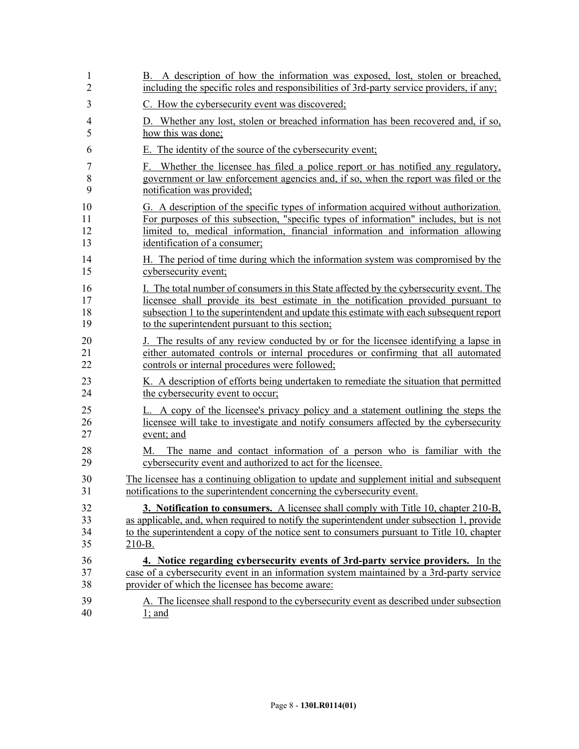B. A description of how the information was exposed, lost, stolen or breached, including the specific roles and responsibilities of 3rd-party service providers, if any;

C. How the cybersecurity event was discovered;

D. Whether any lost, stolen or breached information has been recovered and, if so, how this was done;

E. The identity of the source of the cybersecurity event;

F. Whether the licensee has filed a police report or has notified any regulatory, government or law enforcement agencies and, if so, when the report was filed or the notification was provided;

G. A description of the specific types of information acquired without authorization. For purposes of this subsection, "specific types of information" includes, but is not limited to, medical information, financial information and information allowing identification of a consumer;

H. The period of time during which the information system was compromised by the cybersecurity event;

I. The total number of consumers in this State affected by the cybersecurity event. The licensee shall provide its best estimate in the notification provided pursuant to subsection 1 to the superintendent and update this estimate with each subsequent report to the superintendent pursuant to this section;

J. The results of any review conducted by or for the licensee identifying a lapse in either automated controls or internal procedures or confirming that all automated controls or internal procedures were followed;

K. A description of efforts being undertaken to remediate the situation that permitted the cybersecurity event to occur;

L. A copy of the licensee's privacy policy and a statement outlining the steps the licensee will take to investigate and notify consumers affected by the cybersecurity event; and

M. The name and contact information of a person who is familiar with the cybersecurity event and authorized to act for the licensee.

The licensee has a continuing obligation to update and supplement initial and subsequent notifications to the superintendent concerning the cybersecurity event.

**3. Notification to consumers.** A licensee shall comply with Title 10, chapter 210-B, as applicable, and, when required to notify the superintendent under subsection 1, provide to the superintendent a copy of the notice sent to consumers pursuant to Title 10, chapter 210-B.

**4. Notice regarding cybersecurity events of 3rd-party service providers.** In the case of a cybersecurity event in an information system maintained by a 3rd-party service provider of which the licensee has become aware:

A. The licensee shall respond to the cybersecurity event as described under subsection 1; and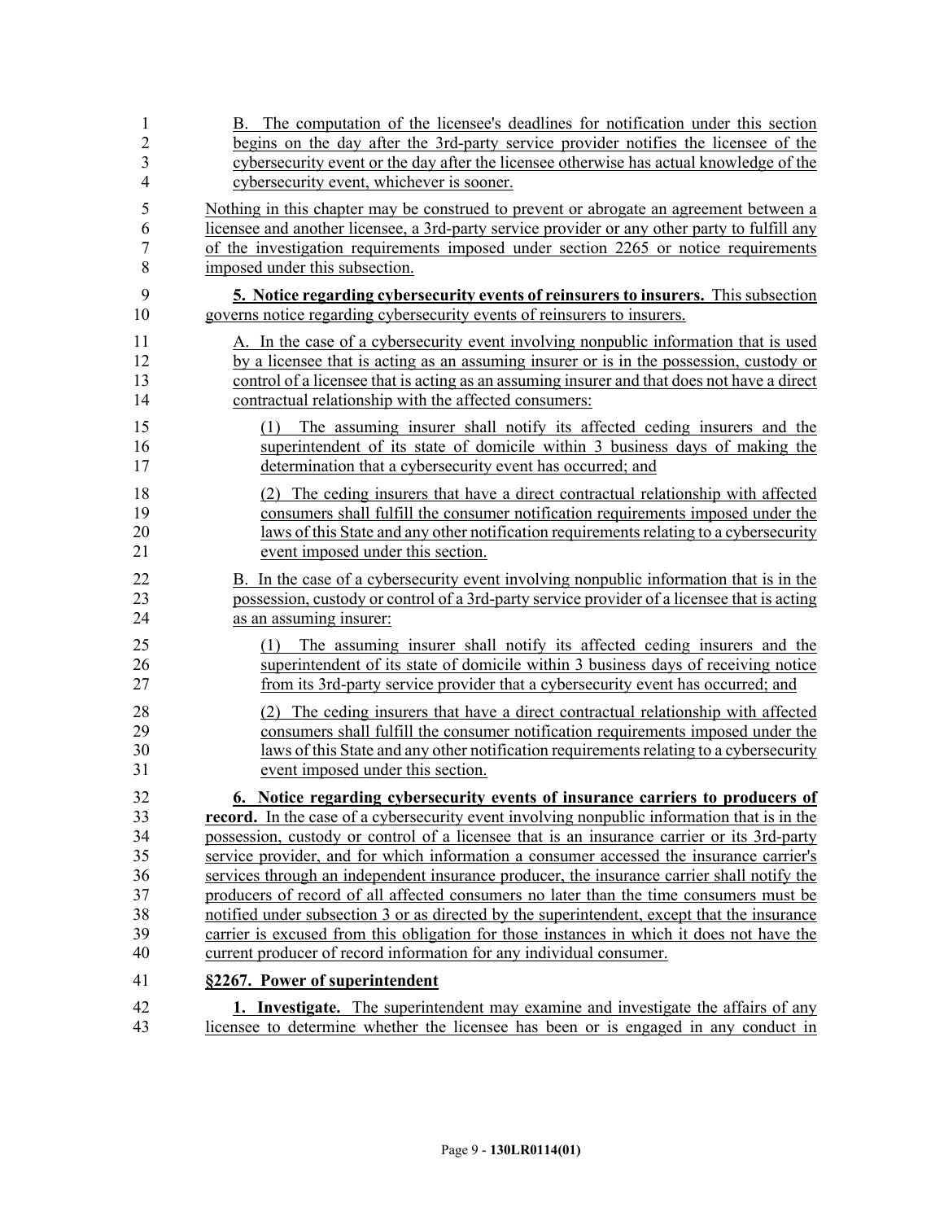B. The computation of the licensee's deadlines for notification under this section begins on the day after the 3rd-party service provider notifies the licensee of the cybersecurity event or the day after the licensee otherwise has actual knowledge of the cybersecurity event, whichever is sooner.

Nothing in this chapter may be construed to prevent or abrogate an agreement between a licensee and another licensee, a 3rd-party service provider or any other party to fulfill any of the investigation requirements imposed under section 2265 or notice requirements imposed under this subsection.

**5. Notice regarding cybersecurity events of reinsurers to insurers.** This subsection governs notice regarding cybersecurity events of reinsurers to insurers.

A. In the case of a cybersecurity event involving nonpublic information that is used by a licensee that is acting as an assuming insurer or is in the possession, custody or control of a licensee that is acting as an assuming insurer and that does not have a direct contractual relationship with the affected consumers:

(1) The assuming insurer shall notify its affected ceding insurers and the superintendent of its state of domicile within 3 business days of making the determination that a cybersecurity event has occurred; and

(2) The ceding insurers that have a direct contractual relationship with affected consumers shall fulfill the consumer notification requirements imposed under the laws of this State and any other notification requirements relating to a cybersecurity event imposed under this section.

B. In the case of a cybersecurity event involving nonpublic information that is in the possession, custody or control of a 3rd-party service provider of a licensee that is acting as an assuming insurer:

(1) The assuming insurer shall notify its affected ceding insurers and the superintendent of its state of domicile within 3 business days of receiving notice from its 3rd-party service provider that a cybersecurity event has occurred; and

(2) The ceding insurers that have a direct contractual relationship with affected consumers shall fulfill the consumer notification requirements imposed under the laws of this State and any other notification requirements relating to a cybersecurity event imposed under this section.

**6. Notice regarding cybersecurity events of insurance carriers to producers of record.** In the case of a cybersecurity event involving nonpublic information that is in the possession, custody or control of a licensee that is an insurance carrier or its 3rd-party service provider, and for which information a consumer accessed the insurance carrier's services through an independent insurance producer, the insurance carrier shall notify the producers of record of all affected consumers no later than the time consumers must be notified under subsection 3 or as directed by the superintendent, except that the insurance carrier is excused from this obligation for those instances in which it does not have the current producer of record information for any individual consumer.

**§2267. Power of superintendent**

**1. Investigate.** The superintendent may examine and investigate the affairs of any licensee to determine whether the licensee has been or is engaged in any conduct in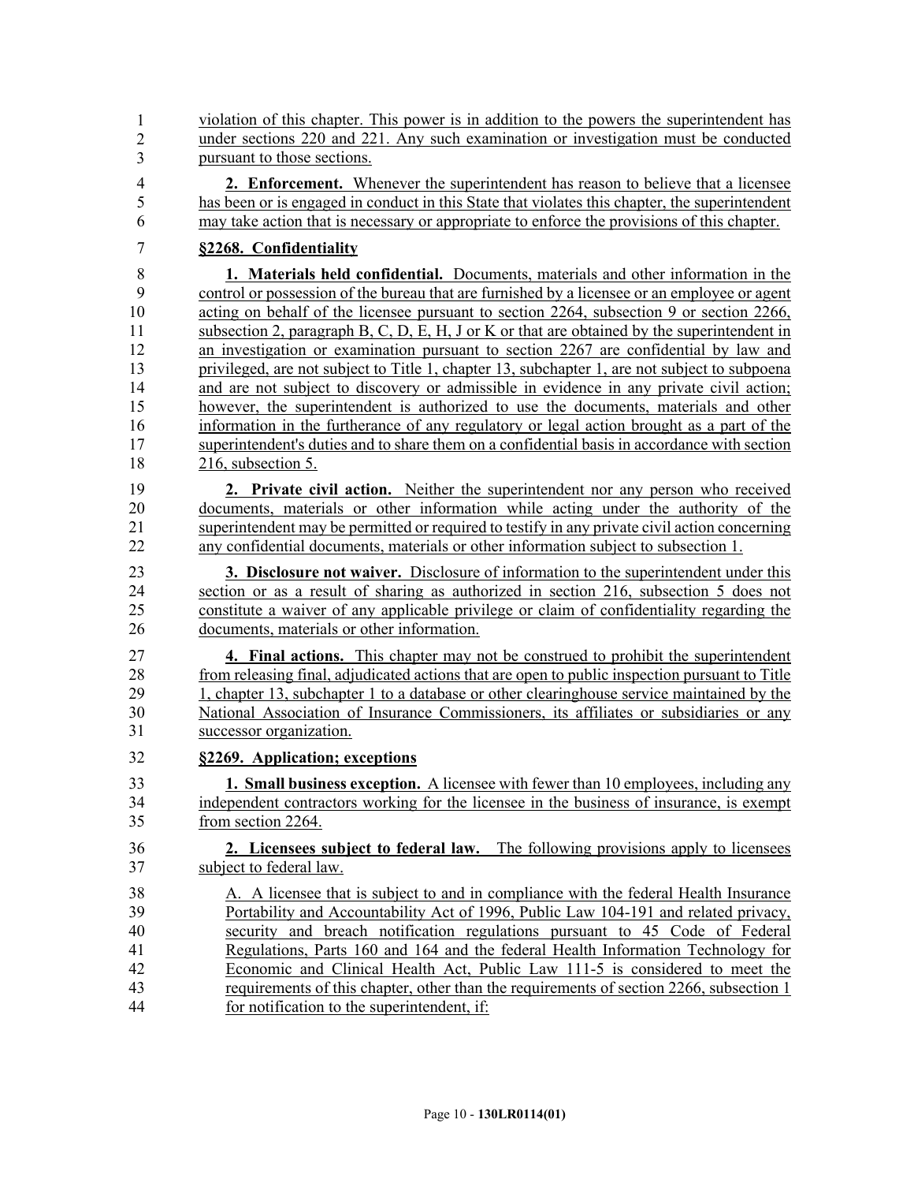violation of this chapter. This power is in addition to the powers the superintendent has under sections 220 and 221. Any such examination or investigation must be conducted pursuant to those sections.

**2. Enforcement.** Whenever the superintendent has reason to believe that a licensee has been or is engaged in conduct in this State that violates this chapter, the superintendent may take action that is necessary or appropriate to enforce the provisions of this chapter.

**§2268. Confidentiality**

**1. Materials held confidential.** Documents, materials and other information in the control or possession of the bureau that are furnished by a licensee or an employee or agent acting on behalf of the licensee pursuant to section 2264, subsection 9 or section 2266, subsection 2, paragraph B, C, D, E, H, J or K or that are obtained by the superintendent in an investigation or examination pursuant to section 2267 are confidential by law and privileged, are not subject to Title 1, chapter 13, subchapter 1, are not subject to subpoena and are not subject to discovery or admissible in evidence in any private civil action; however, the superintendent is authorized to use the documents, materials and other information in the furtherance of any regulatory or legal action brought as a part of the superintendent's duties and to share them on a confidential basis in accordance with section 216, subsection 5.

**2. Private civil action.** Neither the superintendent nor any person who received documents, materials or other information while acting under the authority of the superintendent may be permitted or required to testify in any private civil action concerning any confidential documents, materials or other information subject to subsection 1.

**3. Disclosure not waiver.** Disclosure of information to the superintendent under this section or as a result of sharing as authorized in section 216, subsection 5 does not constitute a waiver of any applicable privilege or claim of confidentiality regarding the documents, materials or other information.

**4. Final actions.** This chapter may not be construed to prohibit the superintendent from releasing final, adjudicated actions that are open to public inspection pursuant to Title 1, chapter 13, subchapter 1 to a database or other clearinghouse service maintained by the National Association of Insurance Commissioners, its affiliates or subsidiaries or any successor organization.

**§2269. Application; exceptions**

**1. Small business exception.** A licensee with fewer than 10 employees, including any independent contractors working for the licensee in the business of insurance, is exempt from section 2264.

**2. Licensees subject to federal law.** The following provisions apply to licensees subject to federal law.

A. A licensee that is subject to and in compliance with the federal Health Insurance Portability and Accountability Act of 1996, Public Law 104-191 and related privacy, security and breach notification regulations pursuant to 45 Code of Federal Regulations, Parts 160 and 164 and the federal Health Information Technology for Economic and Clinical Health Act, Public Law 111-5 is considered to meet the requirements of this chapter, other than the requirements of section 2266, subsection 1 for notification to the superintendent, if: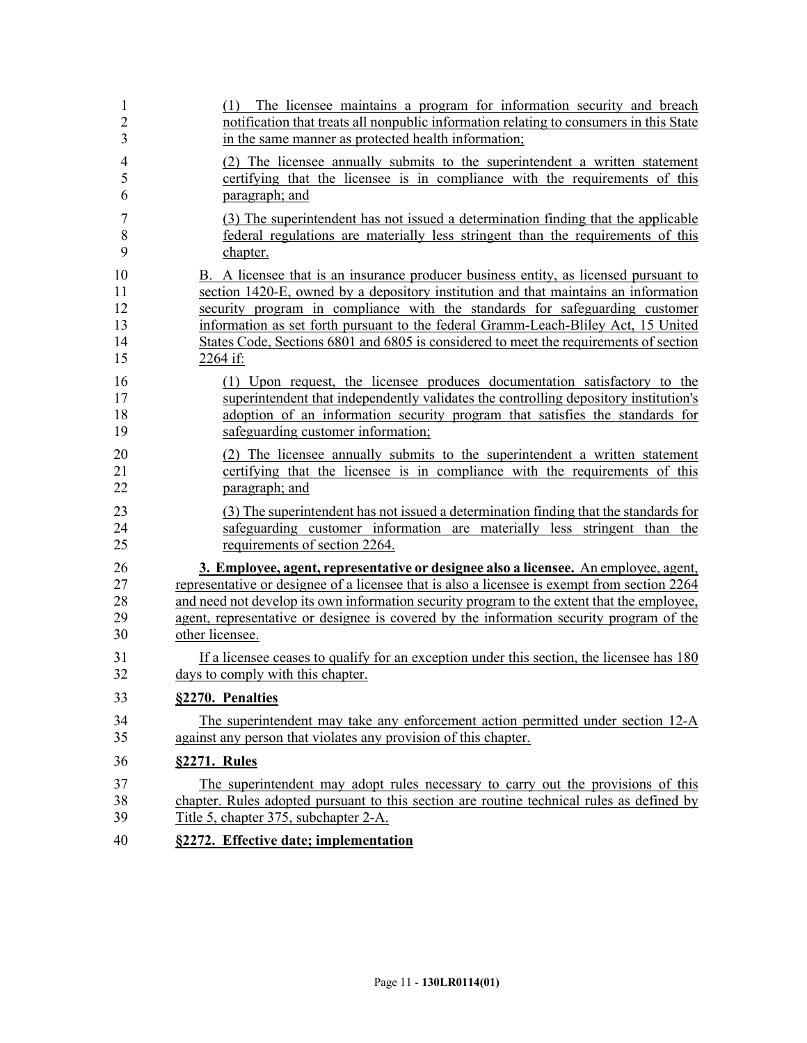(1) The licensee maintains a program for information security and breach notification that treats all nonpublic information relating to consumers in this State in the same manner as protected health information;

(2) The licensee annually submits to the superintendent a written statement certifying that the licensee is in compliance with the requirements of this paragraph; and

(3) The superintendent has not issued a determination finding that the applicable federal regulations are materially less stringent than the requirements of this chapter.

B. A licensee that is an insurance producer business entity, as licensed pursuant to section 1420-E, owned by a depository institution and that maintains an information security program in compliance with the standards for safeguarding customer information as set forth pursuant to the federal Gramm-Leach-Bliley Act, 15 United States Code, Sections 6801 and 6805 is considered to meet the requirements of section 2264 if:

(1) Upon request, the licensee produces documentation satisfactory to the superintendent that independently validates the controlling depository institution's adoption of an information security program that satisfies the standards for safeguarding customer information;

(2) The licensee annually submits to the superintendent a written statement certifying that the licensee is in compliance with the requirements of this paragraph; and

(3) The superintendent has not issued a determination finding that the standards for safeguarding customer information are materially less stringent than the requirements of section 2264.

**3. Employee, agent, representative or designee also a licensee.** An employee, agent, representative or designee of a licensee that is also a licensee is exempt from section 2264 and need not develop its own information security program to the extent that the employee, agent, representative or designee is covered by the information security program of the other licensee.

If a licensee ceases to qualify for an exception under this section, the licensee has 180 days to comply with this chapter.

**§2270. Penalties**

The superintendent may take any enforcement action permitted under section 12-A against any person that violates any provision of this chapter.

**§2271. Rules**

The superintendent may adopt rules necessary to carry out the provisions of this chapter. Rules adopted pursuant to this section are routine technical rules as defined by Title 5, chapter 375, subchapter 2-A.

**§2272. Effective date; implementation**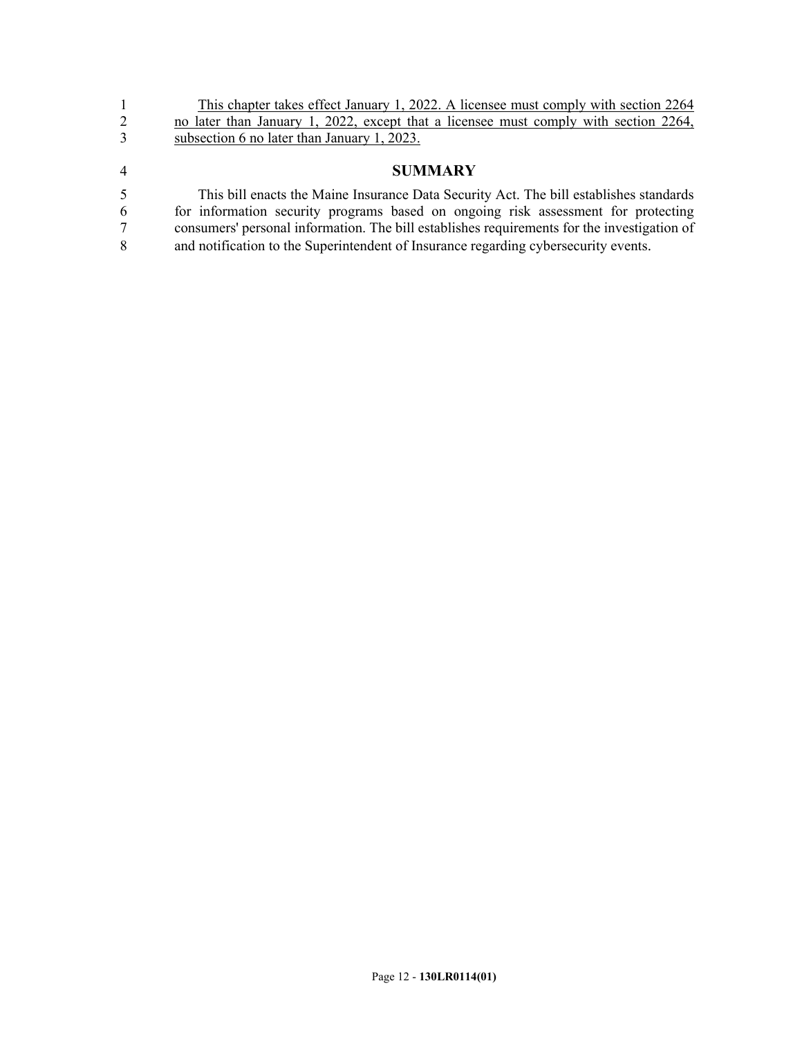This chapter takes effect January 1, 2022. A licensee must comply with section 2264 no later than January 1, 2022, except that a licensee must comply with section 2264, subsection 6 no later than January 1, 2023.

## SUMMARY

This bill enacts the Maine Insurance Data Security Act. The bill establishes standards for information security programs based on ongoing risk assessment for protecting consumers' personal information. The bill establishes requirements for the investigation of and notification to the Superintendent of Insurance regarding cybersecurity events.